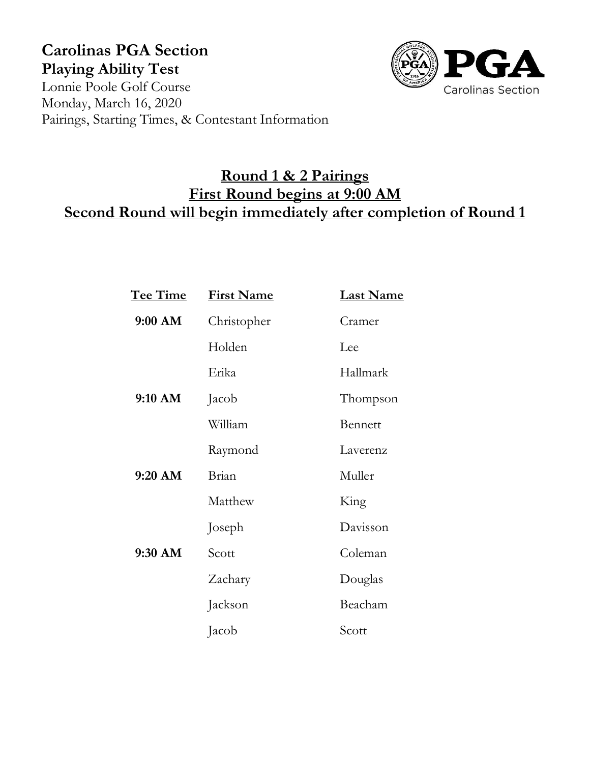**Carolinas PGA Section**
**Playing Ability Test**
Lonnie Poole Golf Course
Monday, March 16, 2020
Pairings, Starting Times, & Contestant Information

## Round 1 & 2 Pairings
## First Round begins at 9:00 AM
## Second Round will begin immediately after completion of Round 1

| Tee Time | First Name | Last Name |
|---|---|---|
| **9:00 AM** | Christopher | Cramer |
| | Holden | Lee |
| | Erika | Hallmark |
| **9:10 AM** | Jacob | Thompson |
| | William | Bennett |
| | Raymond | Laverenz |
| **9:20 AM** | Brian | Muller |
| | Matthew | King |
| | Joseph | Davisson |
| **9:30 AM** | Scott | Coleman |
| | Zachary | Douglas |
| | Jackson | Beacham |
| | Jacob | Scott |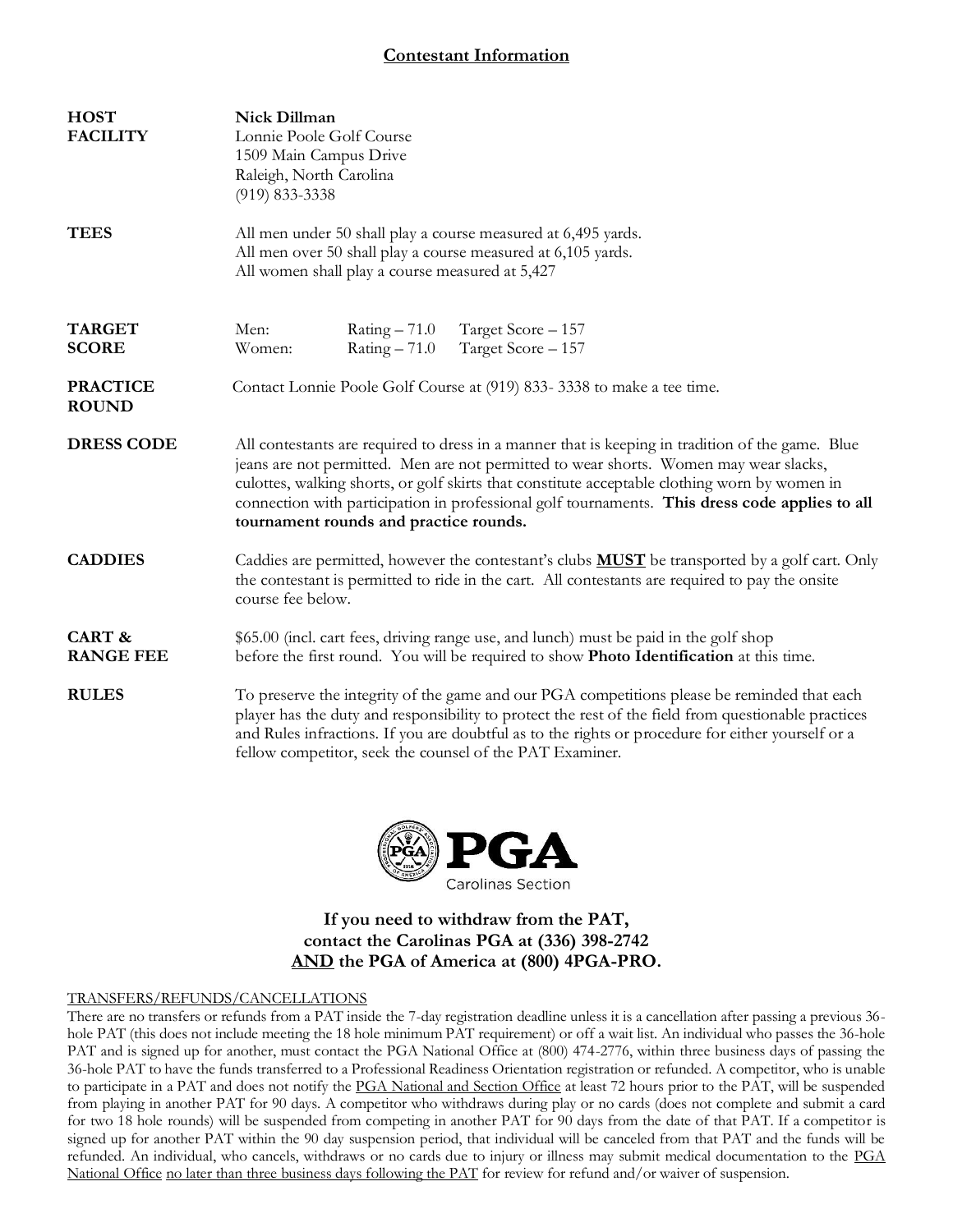## Contestant Information

| | |
|---|---|
| **HOST FACILITY** | **Nick Dillman**<br>Lonnie Poole Golf Course<br>1509 Main Campus Drive<br>Raleigh, North Carolina<br>(919) 833-3338 |
| **TEES** | All men under 50 shall play a course measured at 6,495 yards.<br>All men over 50 shall play a course measured at 6,105 yards.<br>All women shall play a course measured at 5,427 |
| **TARGET SCORE** | Men: Rating – 71.0 Target Score – 157<br>Women: Rating – 71.0 Target Score – 157 |
| **PRACTICE ROUND** | Contact Lonnie Poole Golf Course at (919) 833- 3338 to make a tee time. |
| **DRESS CODE** | All contestants are required to dress in a manner that is keeping in tradition of the game. Blue jeans are not permitted. Men are not permitted to wear shorts. Women may wear slacks, culottes, walking shorts, or golf skirts that constitute acceptable clothing worn by women in connection with participation in professional golf tournaments. **This dress code applies to all tournament rounds and practice rounds.** |
| **CADDIES** | Caddies are permitted, however the contestant's clubs **MUST** be transported by a golf cart. Only the contestant is permitted to ride in the cart. All contestants are required to pay the onsite course fee below. |
| **CART & RANGE FEE** | $65.00 (incl. cart fees, driving range use, and lunch) must be paid in the golf shop before the first round. You will be required to show **Photo Identification** at this time. |
| **RULES** | To preserve the integrity of the game and our PGA competitions please be reminded that each player has the duty and responsibility to protect the rest of the field from questionable practices and Rules infractions. If you are doubtful as to the rights or procedure for either yourself or a fellow competitor, seek the counsel of the PAT Examiner. |

PGA Carolinas Section

**If you need to withdraw from the PAT, contact the Carolinas PGA at (336) 398-2742 AND the PGA of America at (800) 4PGA-PRO.**

TRANSFERS/REFUNDS/CANCELLATIONS

There are no transfers or refunds from a PAT inside the 7-day registration deadline unless it is a cancellation after passing a previous 36-hole PAT (this does not include meeting the 18 hole minimum PAT requirement) or off a wait list. An individual who passes the 36-hole PAT and is signed up for another, must contact the PGA National Office at (800) 474-2776, within three business days of passing the 36-hole PAT to have the funds transferred to a Professional Readiness Orientation registration or refunded. A competitor, who is unable to participate in a PAT and does not notify the PGA National and Section Office at least 72 hours prior to the PAT, will be suspended from playing in another PAT for 90 days. A competitor who withdraws during play or no cards (does not complete and submit a card for two 18 hole rounds) will be suspended from competing in another PAT for 90 days from the date of that PAT. If a competitor is signed up for another PAT within the 90 day suspension period, that individual will be canceled from that PAT and the funds will be refunded. An individual, who cancels, withdraws or no cards due to injury or illness may submit medical documentation to the PGA National Office no later than three business days following the PAT for review for refund and/or waiver of suspension.